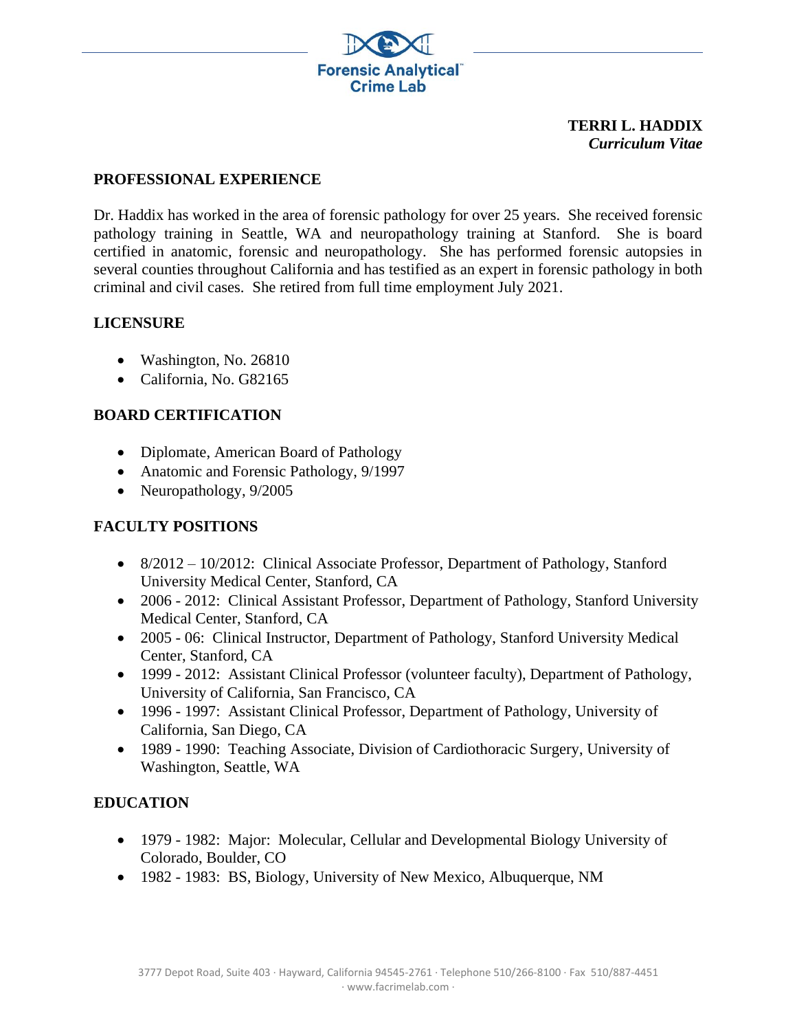**Forensic Analytical Crime Lab**

**TERRI L. HADDIX**
***Curriculum Vitae***

## PROFESSIONAL EXPERIENCE

Dr. Haddix has worked in the area of forensic pathology for over 25 years. She received forensic pathology training in Seattle, WA and neuropathology training at Stanford. She is board certified in anatomic, forensic and neuropathology. She has performed forensic autopsies in several counties throughout California and has testified as an expert in forensic pathology in both criminal and civil cases. She retired from full time employment July 2021.

## LICENSURE

- Washington, No. 26810
- California, No. G82165

## BOARD CERTIFICATION

- Diplomate, American Board of Pathology
- Anatomic and Forensic Pathology, 9/1997
- Neuropathology, 9/2005

## FACULTY POSITIONS

- 8/2012 – 10/2012: Clinical Associate Professor, Department of Pathology, Stanford University Medical Center, Stanford, CA
- 2006 - 2012: Clinical Assistant Professor, Department of Pathology, Stanford University Medical Center, Stanford, CA
- 2005 - 06: Clinical Instructor, Department of Pathology, Stanford University Medical Center, Stanford, CA
- 1999 - 2012: Assistant Clinical Professor (volunteer faculty), Department of Pathology, University of California, San Francisco, CA
- 1996 - 1997: Assistant Clinical Professor, Department of Pathology, University of California, San Diego, CA
- 1989 - 1990: Teaching Associate, Division of Cardiothoracic Surgery, University of Washington, Seattle, WA

## EDUCATION

- 1979 - 1982: Major: Molecular, Cellular and Developmental Biology University of Colorado, Boulder, CO
- 1982 - 1983: BS, Biology, University of New Mexico, Albuquerque, NM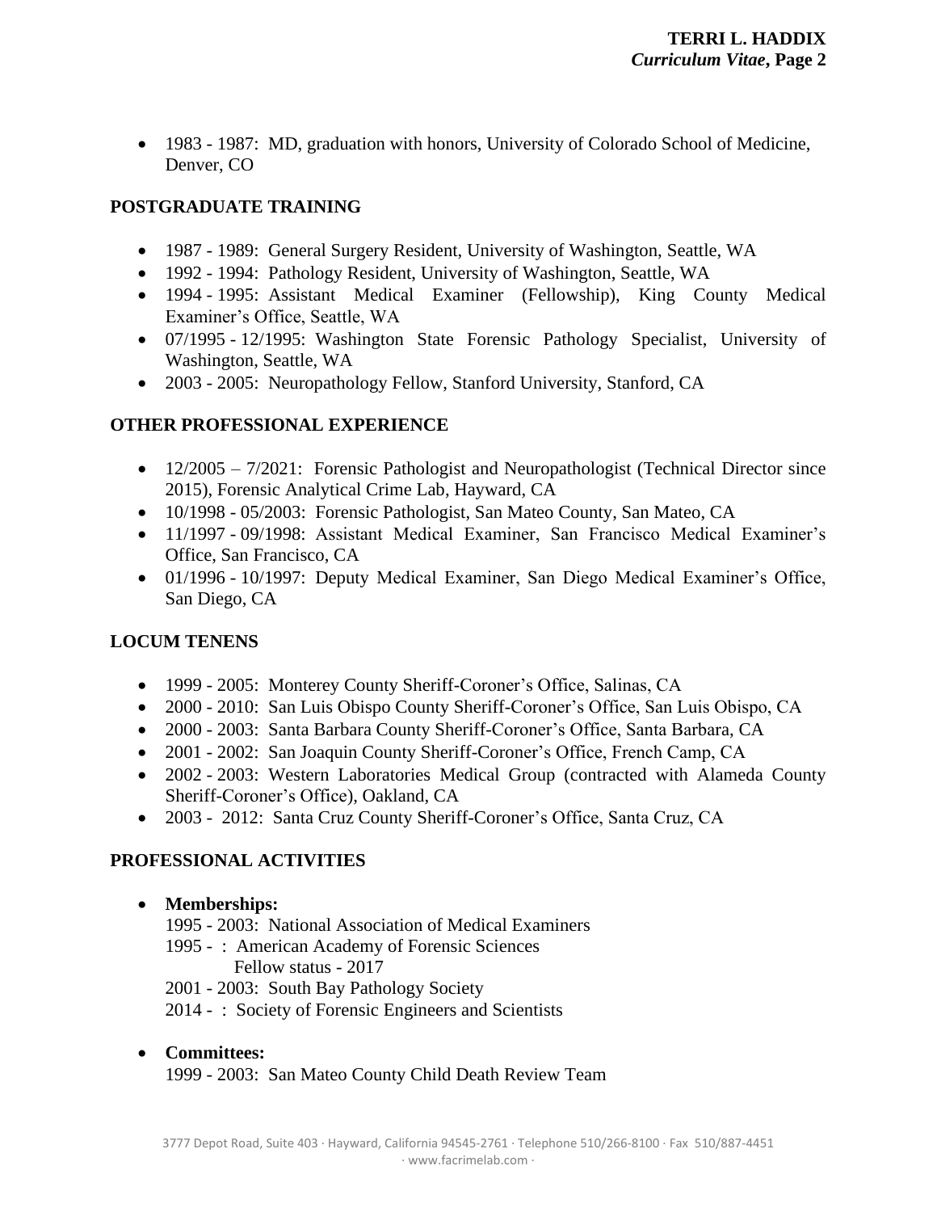- 1983 - 1987: MD, graduation with honors, University of Colorado School of Medicine, Denver, CO

## POSTGRADUATE TRAINING

- 1987 - 1989: General Surgery Resident, University of Washington, Seattle, WA
- 1992 - 1994: Pathology Resident, University of Washington, Seattle, WA
- 1994 - 1995: Assistant Medical Examiner (Fellowship), King County Medical Examiner's Office, Seattle, WA
- 07/1995 - 12/1995: Washington State Forensic Pathology Specialist, University of Washington, Seattle, WA
- 2003 - 2005: Neuropathology Fellow, Stanford University, Stanford, CA

## OTHER PROFESSIONAL EXPERIENCE

- 12/2005 – 7/2021: Forensic Pathologist and Neuropathologist (Technical Director since 2015), Forensic Analytical Crime Lab, Hayward, CA
- 10/1998 - 05/2003: Forensic Pathologist, San Mateo County, San Mateo, CA
- 11/1997 - 09/1998: Assistant Medical Examiner, San Francisco Medical Examiner's Office, San Francisco, CA
- 01/1996 - 10/1997: Deputy Medical Examiner, San Diego Medical Examiner's Office, San Diego, CA

## LOCUM TENENS

- 1999 - 2005: Monterey County Sheriff-Coroner's Office, Salinas, CA
- 2000 - 2010: San Luis Obispo County Sheriff-Coroner's Office, San Luis Obispo, CA
- 2000 - 2003: Santa Barbara County Sheriff-Coroner's Office, Santa Barbara, CA
- 2001 - 2002: San Joaquin County Sheriff-Coroner's Office, French Camp, CA
- 2002 - 2003: Western Laboratories Medical Group (contracted with Alameda County Sheriff-Coroner's Office), Oakland, CA
- 2003 - 2012: Santa Cruz County Sheriff-Coroner's Office, Santa Cruz, CA

## PROFESSIONAL ACTIVITIES

- **Memberships:**
  1995 - 2003: National Association of Medical Examiners
  1995 - : American Academy of Forensic Sciences
  Fellow status - 2017
  2001 - 2003: South Bay Pathology Society
  2014 - : Society of Forensic Engineers and Scientists

- **Committees:**
  1999 - 2003: San Mateo County Child Death Review Team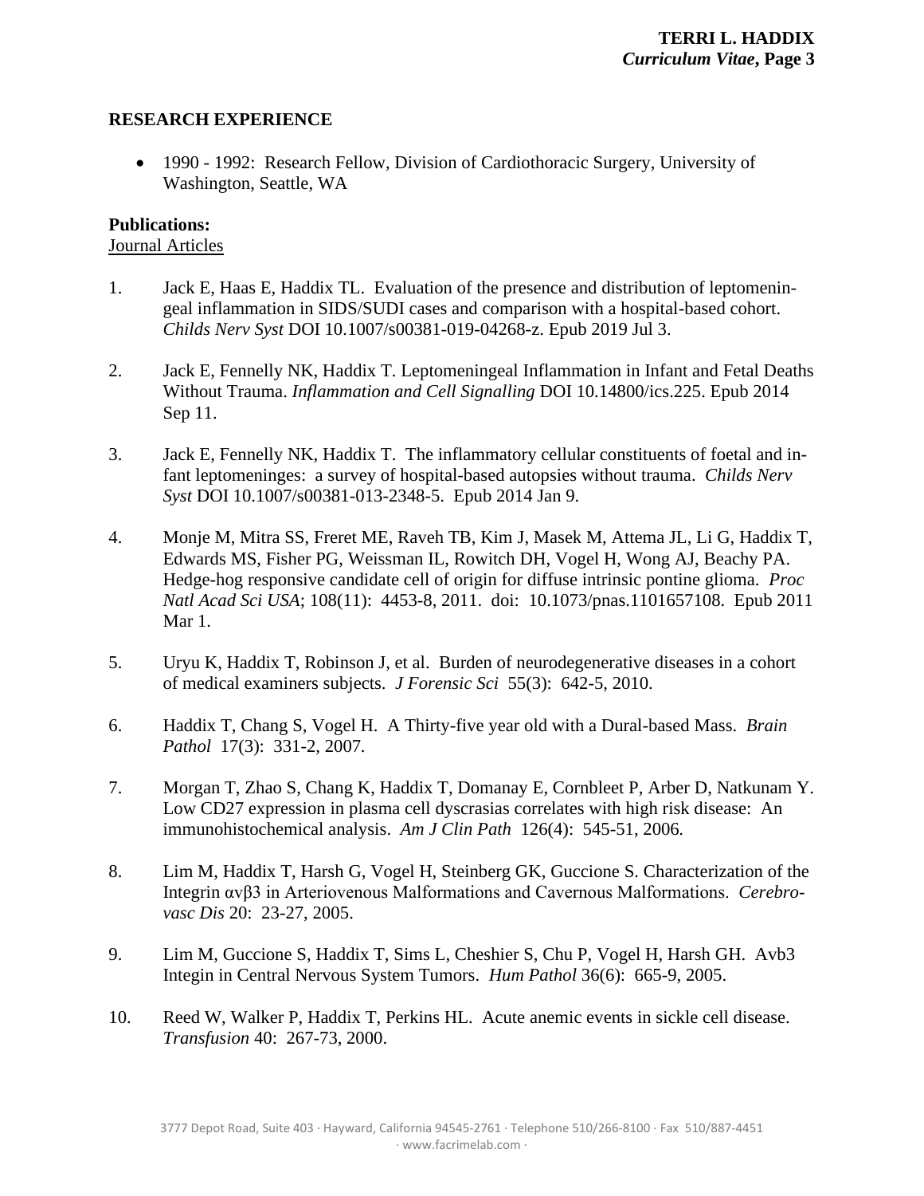## RESEARCH EXPERIENCE

- 1990 - 1992: Research Fellow, Division of Cardiothoracic Surgery, University of Washington, Seattle, WA

**Publications:**

Journal Articles

1. Jack E, Haas E, Haddix TL. Evaluation of the presence and distribution of leptomeningeal inflammation in SIDS/SUDI cases and comparison with a hospital-based cohort. *Childs Nerv Syst* DOI 10.1007/s00381-019-04268-z. Epub 2019 Jul 3.

2. Jack E, Fennelly NK, Haddix T. Leptomeningeal Inflammation in Infant and Fetal Deaths Without Trauma. *Inflammation and Cell Signalling* DOI 10.14800/ics.225. Epub 2014 Sep 11.

3. Jack E, Fennelly NK, Haddix T. The inflammatory cellular constituents of foetal and infant leptomeninges: a survey of hospital-based autopsies without trauma. *Childs Nerv Syst* DOI 10.1007/s00381-013-2348-5. Epub 2014 Jan 9.

4. Monje M, Mitra SS, Freret ME, Raveh TB, Kim J, Masek M, Attema JL, Li G, Haddix T, Edwards MS, Fisher PG, Weissman IL, Rowitch DH, Vogel H, Wong AJ, Beachy PA. Hedge-hog responsive candidate cell of origin for diffuse intrinsic pontine glioma. *Proc Natl Acad Sci USA*; 108(11): 4453-8, 2011. doi: 10.1073/pnas.1101657108. Epub 2011 Mar 1.

5. Uryu K, Haddix T, Robinson J, et al. Burden of neurodegenerative diseases in a cohort of medical examiners subjects. *J Forensic Sci* 55(3): 642-5, 2010.

6. Haddix T, Chang S, Vogel H. A Thirty-five year old with a Dural-based Mass. *Brain Pathol* 17(3): 331-2, 2007.

7. Morgan T, Zhao S, Chang K, Haddix T, Domanay E, Cornbleet P, Arber D, Natkunam Y. Low CD27 expression in plasma cell dyscrasias correlates with high risk disease: An immunohistochemical analysis. *Am J Clin Path* 126(4): 545-51, 2006.

8. Lim M, Haddix T, Harsh G, Vogel H, Steinberg GK, Guccione S. Characterization of the Integrin αvβ3 in Arteriovenous Malformations and Cavernous Malformations. *Cerebrovasc Dis* 20: 23-27, 2005.

9. Lim M, Guccione S, Haddix T, Sims L, Cheshier S, Chu P, Vogel H, Harsh GH. Avb3 Integin in Central Nervous System Tumors. *Hum Pathol* 36(6): 665-9, 2005.

10. Reed W, Walker P, Haddix T, Perkins HL. Acute anemic events in sickle cell disease. *Transfusion* 40: 267-73, 2000.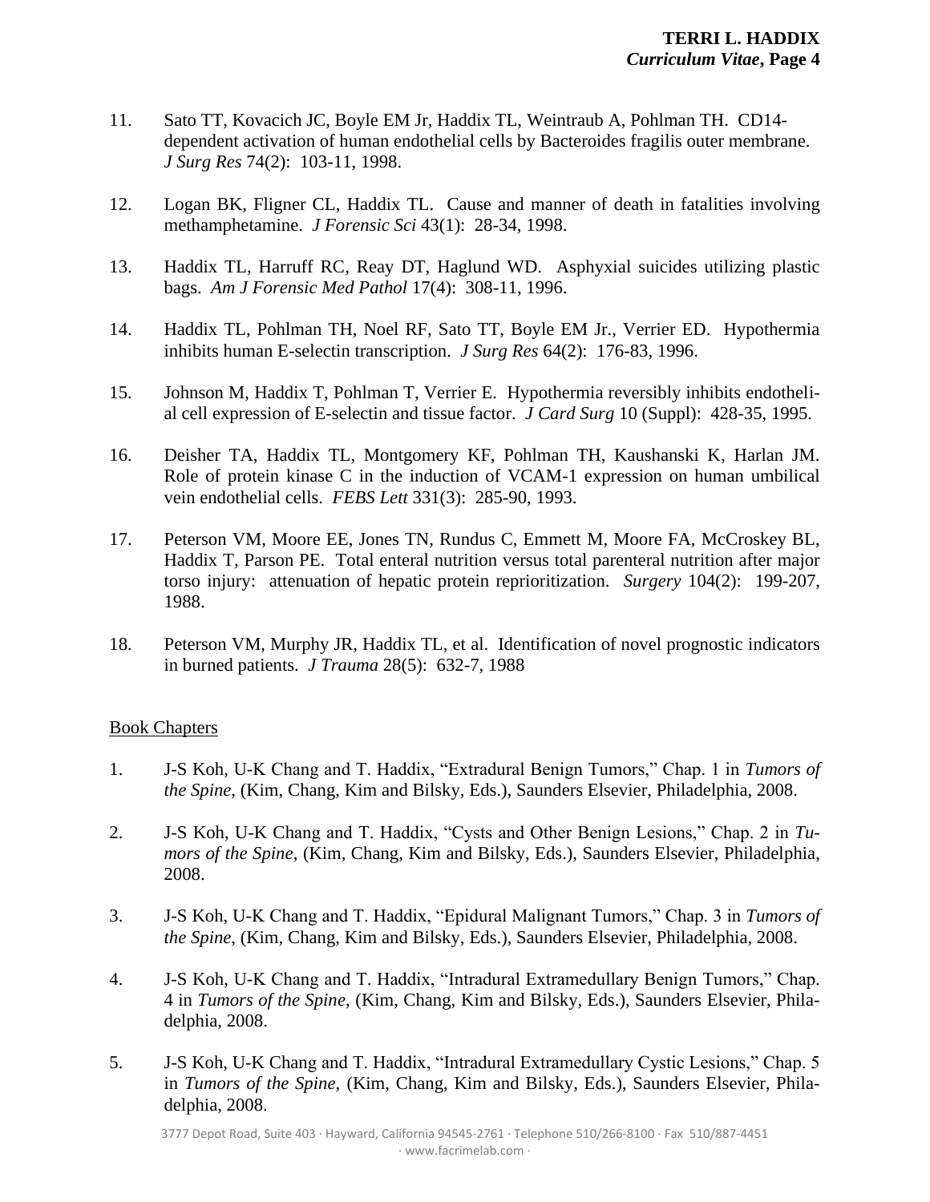11. Sato TT, Kovacich JC, Boyle EM Jr, Haddix TL, Weintraub A, Pohlman TH. CD14-dependent activation of human endothelial cells by Bacteroides fragilis outer membrane. *J Surg Res* 74(2): 103-11, 1998.

12. Logan BK, Fligner CL, Haddix TL. Cause and manner of death in fatalities involving methamphetamine. *J Forensic Sci* 43(1): 28-34, 1998.

13. Haddix TL, Harruff RC, Reay DT, Haglund WD. Asphyxial suicides utilizing plastic bags. *Am J Forensic Med Pathol* 17(4): 308-11, 1996.

14. Haddix TL, Pohlman TH, Noel RF, Sato TT, Boyle EM Jr., Verrier ED. Hypothermia inhibits human E-selectin transcription. *J Surg Res* 64(2): 176-83, 1996.

15. Johnson M, Haddix T, Pohlman T, Verrier E. Hypothermia reversibly inhibits endotheli-al cell expression of E-selectin and tissue factor. *J Card Surg* 10 (Suppl): 428-35, 1995.

16. Deisher TA, Haddix TL, Montgomery KF, Pohlman TH, Kaushanski K, Harlan JM. Role of protein kinase C in the induction of VCAM-1 expression on human umbilical vein endothelial cells. *FEBS Lett* 331(3): 285-90, 1993.

17. Peterson VM, Moore EE, Jones TN, Rundus C, Emmett M, Moore FA, McCroskey BL, Haddix T, Parson PE. Total enteral nutrition versus total parenteral nutrition after major torso injury: attenuation of hepatic protein reprioritization. *Surgery* 104(2): 199-207, 1988.

18. Peterson VM, Murphy JR, Haddix TL, et al. Identification of novel prognostic indicators in burned patients. *J Trauma* 28(5): 632-7, 1988

<u>Book Chapters</u>

1. J-S Koh, U-K Chang and T. Haddix, "Extradural Benign Tumors," Chap. 1 in *Tumors of the Spine*, (Kim, Chang, Kim and Bilsky, Eds.), Saunders Elsevier, Philadelphia, 2008.

2. J-S Koh, U-K Chang and T. Haddix, "Cysts and Other Benign Lesions," Chap. 2 in *Tumors of the Spine*, (Kim, Chang, Kim and Bilsky, Eds.), Saunders Elsevier, Philadelphia, 2008.

3. J-S Koh, U-K Chang and T. Haddix, "Epidural Malignant Tumors," Chap. 3 in *Tumors of the Spine*, (Kim, Chang, Kim and Bilsky, Eds.), Saunders Elsevier, Philadelphia, 2008.

4. J-S Koh, U-K Chang and T. Haddix, "Intradural Extramedullary Benign Tumors," Chap. 4 in *Tumors of the Spine*, (Kim, Chang, Kim and Bilsky, Eds.), Saunders Elsevier, Philadelphia, 2008.

5. J-S Koh, U-K Chang and T. Haddix, "Intradural Extramedullary Cystic Lesions," Chap. 5 in *Tumors of the Spine*, (Kim, Chang, Kim and Bilsky, Eds.), Saunders Elsevier, Philadelphia, 2008.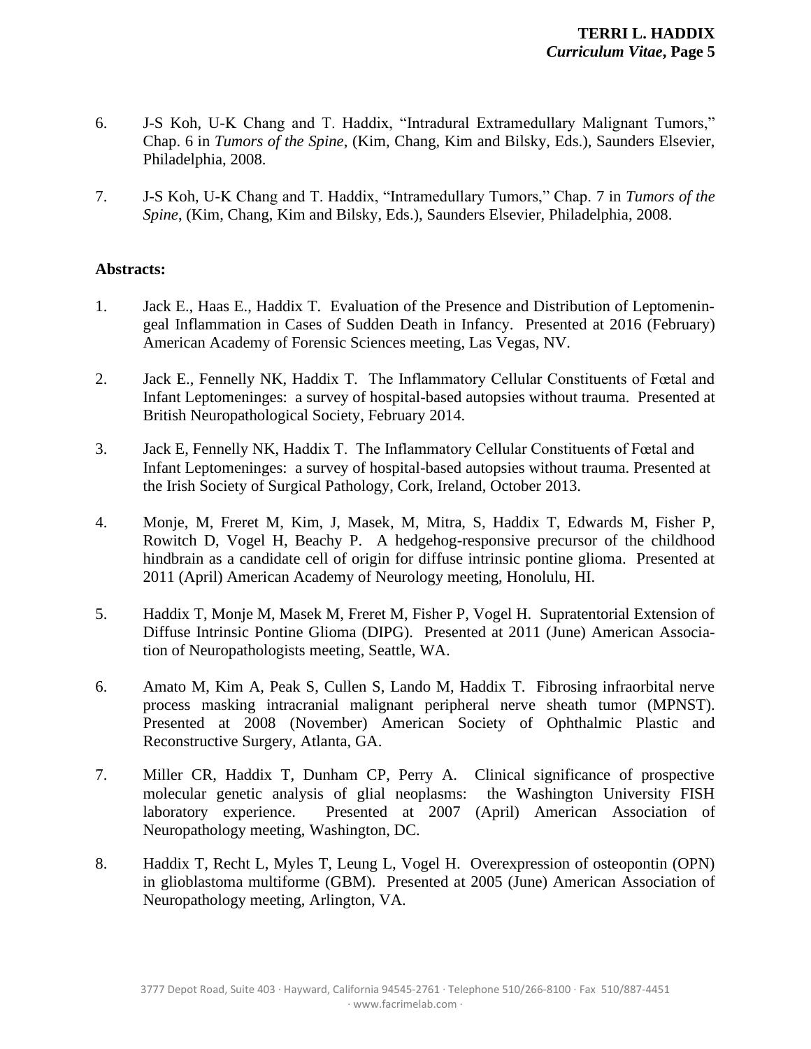6. J-S Koh, U-K Chang and T. Haddix, "Intradural Extramedullary Malignant Tumors," Chap. 6 in *Tumors of the Spine*, (Kim, Chang, Kim and Bilsky, Eds.), Saunders Elsevier, Philadelphia, 2008.

7. J-S Koh, U-K Chang and T. Haddix, "Intramedullary Tumors," Chap. 7 in *Tumors of the Spine*, (Kim, Chang, Kim and Bilsky, Eds.), Saunders Elsevier, Philadelphia, 2008.

**Abstracts:**

1. Jack E., Haas E., Haddix T. Evaluation of the Presence and Distribution of Leptomeningeal Inflammation in Cases of Sudden Death in Infancy. Presented at 2016 (February) American Academy of Forensic Sciences meeting, Las Vegas, NV.

2. Jack E., Fennelly NK, Haddix T. The Inflammatory Cellular Constituents of Fœtal and Infant Leptomeninges: a survey of hospital-based autopsies without trauma. Presented at British Neuropathological Society, February 2014.

3. Jack E, Fennelly NK, Haddix T. The Inflammatory Cellular Constituents of Fœtal and Infant Leptomeninges: a survey of hospital-based autopsies without trauma. Presented at the Irish Society of Surgical Pathology, Cork, Ireland, October 2013.

4. Monje, M, Freret M, Kim, J, Masek, M, Mitra, S, Haddix T, Edwards M, Fisher P, Rowitch D, Vogel H, Beachy P. A hedgehog-responsive precursor of the childhood hindbrain as a candidate cell of origin for diffuse intrinsic pontine glioma. Presented at 2011 (April) American Academy of Neurology meeting, Honolulu, HI.

5. Haddix T, Monje M, Masek M, Freret M, Fisher P, Vogel H. Supratentorial Extension of Diffuse Intrinsic Pontine Glioma (DIPG). Presented at 2011 (June) American Association of Neuropathologists meeting, Seattle, WA.

6. Amato M, Kim A, Peak S, Cullen S, Lando M, Haddix T. Fibrosing infraorbital nerve process masking intracranial malignant peripheral nerve sheath tumor (MPNST). Presented at 2008 (November) American Society of Ophthalmic Plastic and Reconstructive Surgery, Atlanta, GA.

7. Miller CR, Haddix T, Dunham CP, Perry A. Clinical significance of prospective molecular genetic analysis of glial neoplasms: the Washington University FISH laboratory experience. Presented at 2007 (April) American Association of Neuropathology meeting, Washington, DC.

8. Haddix T, Recht L, Myles T, Leung L, Vogel H. Overexpression of osteopontin (OPN) in glioblastoma multiforme (GBM). Presented at 2005 (June) American Association of Neuropathology meeting, Arlington, VA.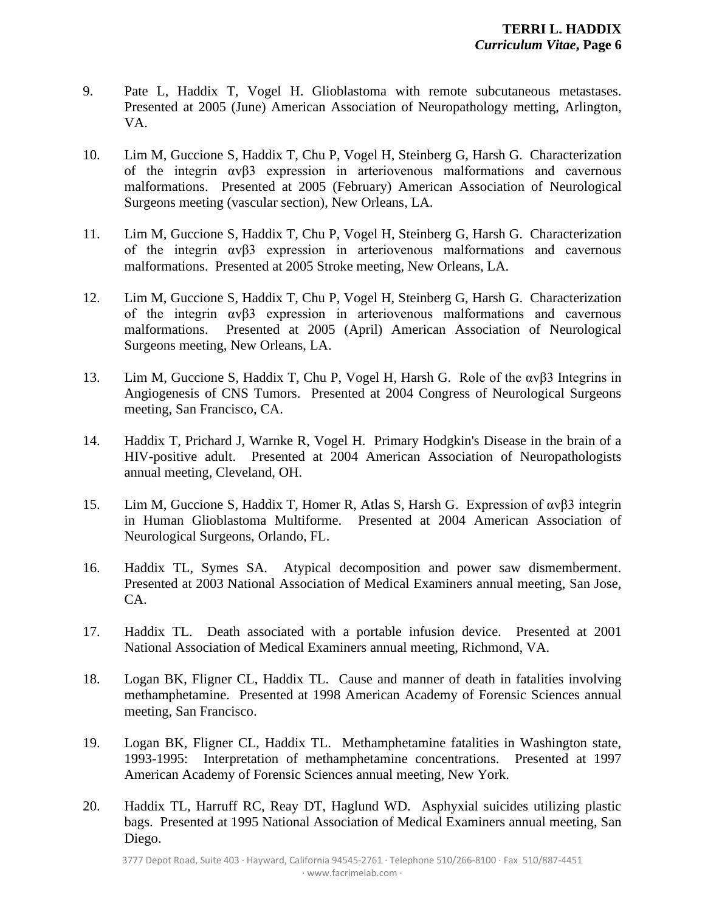9. Pate L, Haddix T, Vogel H. Glioblastoma with remote subcutaneous metastases. Presented at 2005 (June) American Association of Neuropathology metting, Arlington, VA.

10. Lim M, Guccione S, Haddix T, Chu P, Vogel H, Steinberg G, Harsh G. Characterization of the integrin αvβ3 expression in arteriovenous malformations and cavernous malformations. Presented at 2005 (February) American Association of Neurological Surgeons meeting (vascular section), New Orleans, LA.

11. Lim M, Guccione S, Haddix T, Chu P, Vogel H, Steinberg G, Harsh G. Characterization of the integrin αvβ3 expression in arteriovenous malformations and cavernous malformations. Presented at 2005 Stroke meeting, New Orleans, LA.

12. Lim M, Guccione S, Haddix T, Chu P, Vogel H, Steinberg G, Harsh G. Characterization of the integrin αvβ3 expression in arteriovenous malformations and cavernous malformations. Presented at 2005 (April) American Association of Neurological Surgeons meeting, New Orleans, LA.

13. Lim M, Guccione S, Haddix T, Chu P, Vogel H, Harsh G. Role of the αvβ3 Integrins in Angiogenesis of CNS Tumors. Presented at 2004 Congress of Neurological Surgeons meeting, San Francisco, CA.

14. Haddix T, Prichard J, Warnke R, Vogel H. Primary Hodgkin's Disease in the brain of a HIV-positive adult. Presented at 2004 American Association of Neuropathologists annual meeting, Cleveland, OH.

15. Lim M, Guccione S, Haddix T, Homer R, Atlas S, Harsh G. Expression of αvβ3 integrin in Human Glioblastoma Multiforme. Presented at 2004 American Association of Neurological Surgeons, Orlando, FL.

16. Haddix TL, Symes SA. Atypical decomposition and power saw dismemberment. Presented at 2003 National Association of Medical Examiners annual meeting, San Jose, CA.

17. Haddix TL. Death associated with a portable infusion device. Presented at 2001 National Association of Medical Examiners annual meeting, Richmond, VA.

18. Logan BK, Fligner CL, Haddix TL. Cause and manner of death in fatalities involving methamphetamine. Presented at 1998 American Academy of Forensic Sciences annual meeting, San Francisco.

19. Logan BK, Fligner CL, Haddix TL. Methamphetamine fatalities in Washington state, 1993-1995: Interpretation of methamphetamine concentrations. Presented at 1997 American Academy of Forensic Sciences annual meeting, New York.

20. Haddix TL, Harruff RC, Reay DT, Haglund WD. Asphyxial suicides utilizing plastic bags. Presented at 1995 National Association of Medical Examiners annual meeting, San Diego.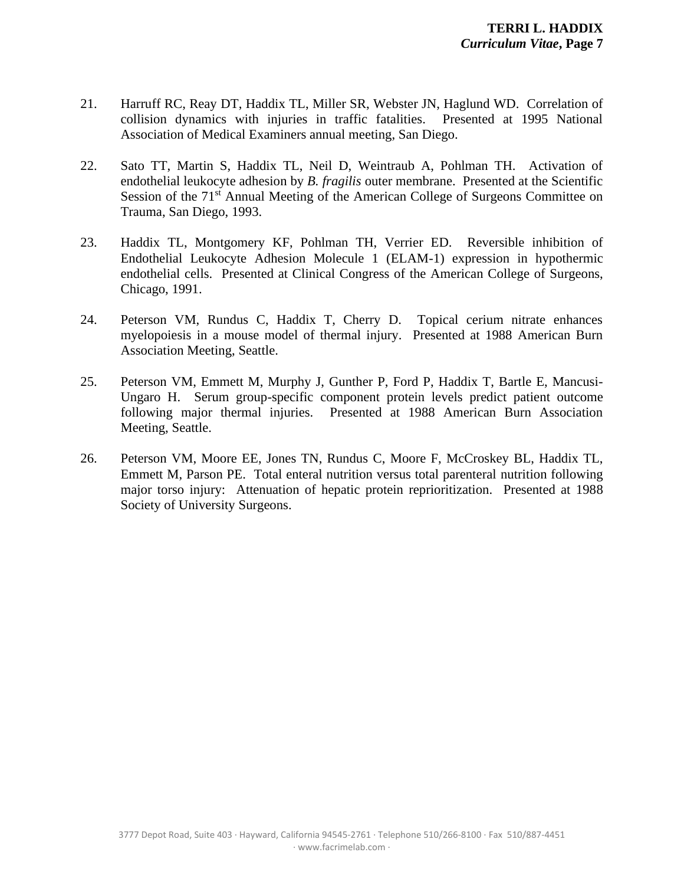21. Harruff RC, Reay DT, Haddix TL, Miller SR, Webster JN, Haglund WD. Correlation of collision dynamics with injuries in traffic fatalities. Presented at 1995 National Association of Medical Examiners annual meeting, San Diego.

22. Sato TT, Martin S, Haddix TL, Neil D, Weintraub A, Pohlman TH. Activation of endothelial leukocyte adhesion by *B. fragilis* outer membrane. Presented at the Scientific Session of the 71st Annual Meeting of the American College of Surgeons Committee on Trauma, San Diego, 1993.

23. Haddix TL, Montgomery KF, Pohlman TH, Verrier ED. Reversible inhibition of Endothelial Leukocyte Adhesion Molecule 1 (ELAM-1) expression in hypothermic endothelial cells. Presented at Clinical Congress of the American College of Surgeons, Chicago, 1991.

24. Peterson VM, Rundus C, Haddix T, Cherry D. Topical cerium nitrate enhances myelopoiesis in a mouse model of thermal injury. Presented at 1988 American Burn Association Meeting, Seattle.

25. Peterson VM, Emmett M, Murphy J, Gunther P, Ford P, Haddix T, Bartle E, Mancusi-Ungaro H. Serum group-specific component protein levels predict patient outcome following major thermal injuries. Presented at 1988 American Burn Association Meeting, Seattle.

26. Peterson VM, Moore EE, Jones TN, Rundus C, Moore F, McCroskey BL, Haddix TL, Emmett M, Parson PE. Total enteral nutrition versus total parenteral nutrition following major torso injury: Attenuation of hepatic protein reprioritization. Presented at 1988 Society of University Surgeons.